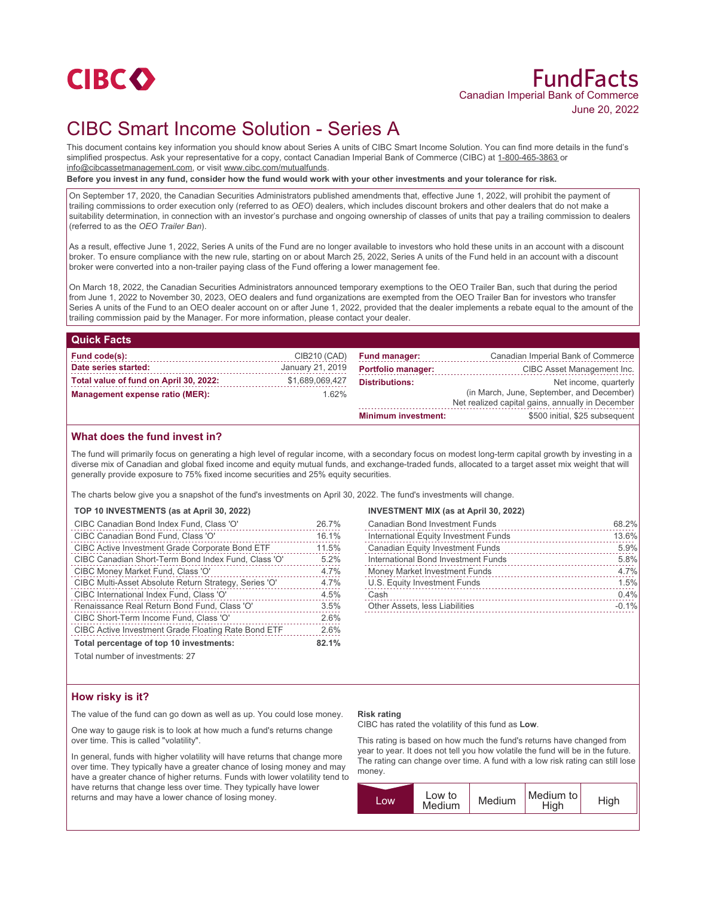CIBC

# FundFacts

Canadian Imperial Bank of Commerce

June 20, 2022

# CIBC Smart Income Solution - Series A

This document contains key information you should know about Series A units of CIBC Smart Income Solution. You can find more details in the fund's simplified prospectus. Ask your representative for a copy, contact Canadian Imperial Bank of Commerce (CIBC) at 1-800-465-3863 or info@cibcassetmanagement.com, or visit www.cibc.com/mutualfunds.

**Before you invest in any fund, consider how the fund would work with your other investments and your tolerance for risk.**

On September 17, 2020, the Canadian Securities Administrators published amendments that, effective June 1, 2022, will prohibit the payment of trailing commissions to order execution only (referred to as *OEO*) dealers, which includes discount brokers and other dealers that do not make a suitability determination, in connection with an investor's purchase and ongoing ownership of classes of units that pay a trailing commission to dealers (referred to as the *OEO Trailer Ban*).

As a result, effective June 1, 2022, Series A units of the Fund are no longer available to investors who hold these units in an account with a discount broker. To ensure compliance with the new rule, starting on or about March 25, 2022, Series A units of the Fund held in an account with a discount broker were converted into a non-trailer paying class of the Fund offering a lower management fee.

On March 18, 2022, the Canadian Securities Administrators announced temporary exemptions to the OEO Trailer Ban, such that during the period from June 1, 2022 to November 30, 2023, OEO dealers and fund organizations are exempted from the OEO Trailer Ban for investors who transfer Series A units of the Fund to an OEO dealer account on or after June 1, 2022, provided that the dealer implements a rebate equal to the amount of the trailing commission paid by the Manager. For more information, please contact your dealer.

## Quick Facts

| | |
|---|---|
| **Fund code(s):** | CIB210 (CAD) |
| **Date series started:** | January 21, 2019 |
| **Total value of fund on April 30, 2022:** | $1,689,069,427 |
| **Management expense ratio (MER):** | 1.62% |
| **Fund manager:** | Canadian Imperial Bank of Commerce |
| **Portfolio manager:** | CIBC Asset Management Inc. |
| **Distributions:** | Net income, quarterly (in March, June, September, and December) Net realized capital gains, annually in December |
| **Minimum investment:** | $500 initial, $25 subsequent |

## What does the fund invest in?

The fund will primarily focus on generating a high level of regular income, with a secondary focus on modest long-term capital growth by investing in a diverse mix of Canadian and global fixed income and equity mutual funds, and exchange-traded funds, allocated to a target asset mix weight that will generally provide exposure to 75% fixed income securities and 25% equity securities.

The charts below give you a snapshot of the fund's investments on April 30, 2022. The fund's investments will change.

**TOP 10 INVESTMENTS (as at April 30, 2022)**

| | |
|---|---|
| CIBC Canadian Bond Index Fund, Class 'O' | 26.7% |
| CIBC Canadian Bond Fund, Class 'O' | 16.1% |
| CIBC Active Investment Grade Corporate Bond ETF | 11.5% |
| CIBC Canadian Short-Term Bond Index Fund, Class 'O' | 5.2% |
| CIBC Money Market Fund, Class 'O' | 4.7% |
| CIBC Multi-Asset Absolute Return Strategy, Series 'O' | 4.7% |
| CIBC International Index Fund, Class 'O' | 4.5% |
| Renaissance Real Return Bond Fund, Class 'O' | 3.5% |
| CIBC Short-Term Income Fund, Class 'O' | 2.6% |
| CIBC Active Investment Grade Floating Rate Bond ETF | 2.6% |
| **Total percentage of top 10 investments:** | **82.1%** |

Total number of investments: 27

**INVESTMENT MIX (as at April 30, 2022)**

| | |
|---|---|
| Canadian Bond Investment Funds | 68.2% |
| International Equity Investment Funds | 13.6% |
| Canadian Equity Investment Funds | 5.9% |
| International Bond Investment Funds | 5.8% |
| Money Market Investment Funds | 4.7% |
| U.S. Equity Investment Funds | 1.5% |
| Cash | 0.4% |
| Other Assets, less Liabilities | -0.1% |

## How risky is it?

The value of the fund can go down as well as up. You could lose money.

One way to gauge risk is to look at how much a fund's returns change over time. This is called "volatility".

In general, funds with higher volatility will have returns that change more over time. They typically have a greater chance of losing money and may have a greater chance of higher returns. Funds with lower volatility tend to have returns that change less over time. They typically have lower returns and may have a lower chance of losing money.

**Risk rating**

CIBC has rated the volatility of this fund as **Low**.

This rating is based on how much the fund's returns have changed from year to year. It does not tell you how volatile the fund will be in the future. The rating can change over time. A fund with a low risk rating can still lose money.

| **Low** | Low to Medium | Medium | Medium to High | High |
|---|---|---|---|---|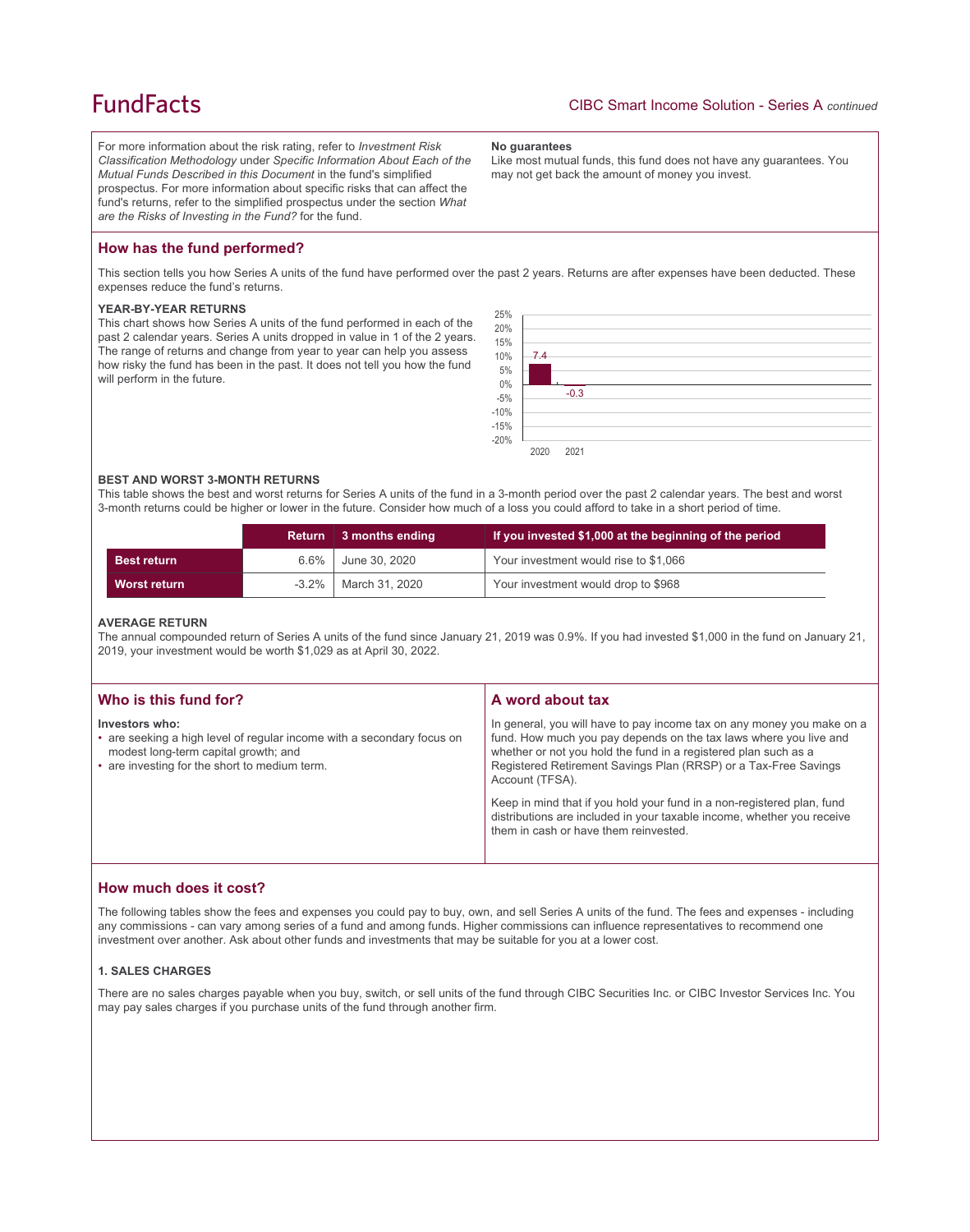For more information about the risk rating, refer to *Investment Risk Classification Methodology* under *Specific Information About Each of the Mutual Funds Described in this Document* in the fund's simplified prospectus. For more information about specific risks that can affect the fund's returns, refer to the simplified prospectus under the section *What are the Risks of Investing in the Fund?* for the fund.

**No guarantees**

Like most mutual funds, this fund does not have any guarantees. You may not get back the amount of money you invest.

## How has the fund performed?

This section tells you how Series A units of the fund have performed over the past 2 years. Returns are after expenses have been deducted. These expenses reduce the fund's returns.

**YEAR-BY-YEAR RETURNS**

This chart shows how Series A units of the fund performed in each of the past 2 calendar years. Series A units dropped in value in 1 of the 2 years. The range of returns and change from year to year can help you assess how risky the fund has been in the past. It does not tell you how the fund will perform in the future.

| Year | Return (%) |
|---|---|
| 2020 | 7.4 |
| 2021 | -0.3 |

**BEST AND WORST 3-MONTH RETURNS**

This table shows the best and worst returns for Series A units of the fund in a 3-month period over the past 2 calendar years. The best and worst 3-month returns could be higher or lower in the future. Consider how much of a loss you could afford to take in a short period of time.

| | Return | 3 months ending | If you invested $1,000 at the beginning of the period |
|---|---|---|---|
| **Best return** | 6.6% | June 30, 2020 | Your investment would rise to $1,066 |
| **Worst return** | -3.2% | March 31, 2020 | Your investment would drop to $968 |

**AVERAGE RETURN**

The annual compounded return of Series A units of the fund since January 21, 2019 was 0.9%. If you had invested $1,000 in the fund on January 21, 2019, your investment would be worth $1,029 as at April 30, 2022.

## Who is this fund for?

**Investors who:**

- are seeking a high level of regular income with a secondary focus on modest long-term capital growth; and
- are investing for the short to medium term.

## A word about tax

In general, you will have to pay income tax on any money you make on a fund. How much you pay depends on the tax laws where you live and whether or not you hold the fund in a registered plan such as a Registered Retirement Savings Plan (RRSP) or a Tax-Free Savings Account (TFSA).

Keep in mind that if you hold your fund in a non-registered plan, fund distributions are included in your taxable income, whether you receive them in cash or have them reinvested.

## How much does it cost?

The following tables show the fees and expenses you could pay to buy, own, and sell Series A units of the fund. The fees and expenses - including any commissions - can vary among series of a fund and among funds. Higher commissions can influence representatives to recommend one investment over another. Ask about other funds and investments that may be suitable for you at a lower cost.

**1. SALES CHARGES**

There are no sales charges payable when you buy, switch, or sell units of the fund through CIBC Securities Inc. or CIBC Investor Services Inc. You may pay sales charges if you purchase units of the fund through another firm.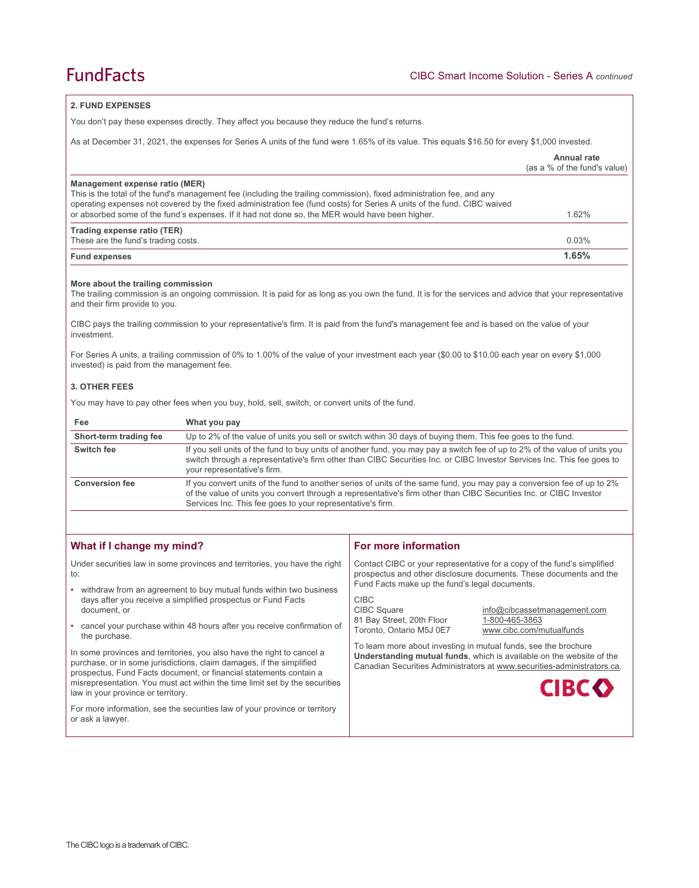## 2. FUND EXPENSES

You don't pay these expenses directly. They affect you because they reduce the fund's returns.

As at December 31, 2021, the expenses for Series A units of the fund were 1.65% of its value. This equals $16.50 for every $1,000 invested.

| | Annual rate (as a % of the fund's value) |
|---|---|
| **Management expense ratio (MER)**<br>This is the total of the fund's management fee (including the trailing commission), fixed administration fee, and any operating expenses not covered by the fixed administration fee (fund costs) for Series A units of the fund. CIBC waived or absorbed some of the fund's expenses. If it had not done so, the MER would have been higher. | 1.62% |
| **Trading expense ratio (TER)**<br>These are the fund's trading costs. | 0.03% |
| **Fund expenses** | **1.65%** |

**More about the trailing commission**

The trailing commission is an ongoing commission. It is paid for as long as you own the fund. It is for the services and advice that your representative and their firm provide to you.

CIBC pays the trailing commission to your representative's firm. It is paid from the fund's management fee and is based on the value of your investment.

For Series A units, a trailing commission of 0% to 1.00% of the value of your investment each year ($0.00 to $10.00 each year on every $1,000 invested) is paid from the management fee.

## 3. OTHER FEES

You may have to pay other fees when you buy, hold, sell, switch, or convert units of the fund.

| Fee | What you pay |
|---|---|
| **Short-term trading fee** | Up to 2% of the value of units you sell or switch within 30 days of buying them. This fee goes to the fund. |
| **Switch fee** | If you sell units of the fund to buy units of another fund, you may pay a switch fee of up to 2% of the value of units you switch through a representative's firm other than CIBC Securities Inc. or CIBC Investor Services Inc. This fee goes to your representative's firm. |
| **Conversion fee** | If you convert units of the fund to another series of units of the same fund, you may pay a conversion fee of up to 2% of the value of units you convert through a representative's firm other than CIBC Securities Inc. or CIBC Investor Services Inc. This fee goes to your representative's firm. |

## What if I change my mind?

Under securities law in some provinces and territories, you have the right to:

- withdraw from an agreement to buy mutual funds within two business days after you receive a simplified prospectus or Fund Facts document, or
- cancel your purchase within 48 hours after you receive confirmation of the purchase.

In some provinces and territories, you also have the right to cancel a purchase, or in some jurisdictions, claim damages, if the simplified prospectus, Fund Facts document, or financial statements contain a misrepresentation. You must act within the time limit set by the securities law in your province or territory.

For more information, see the securities law of your province or territory or ask a lawyer.

## For more information

Contact CIBC or your representative for a copy of the fund's simplified prospectus and other disclosure documents. These documents and the Fund Facts make up the fund's legal documents.

CIBC
CIBC Square
81 Bay Street, 20th Floor
Toronto, Ontario M5J 0E7

info@cibcassetmanagement.com
1-800-465-3863
www.cibc.com/mutualfunds

To learn more about investing in mutual funds, see the brochure **Understanding mutual funds**, which is available on the website of the Canadian Securities Administrators at www.securities-administrators.ca.

The CIBC logo is a trademark of CIBC.